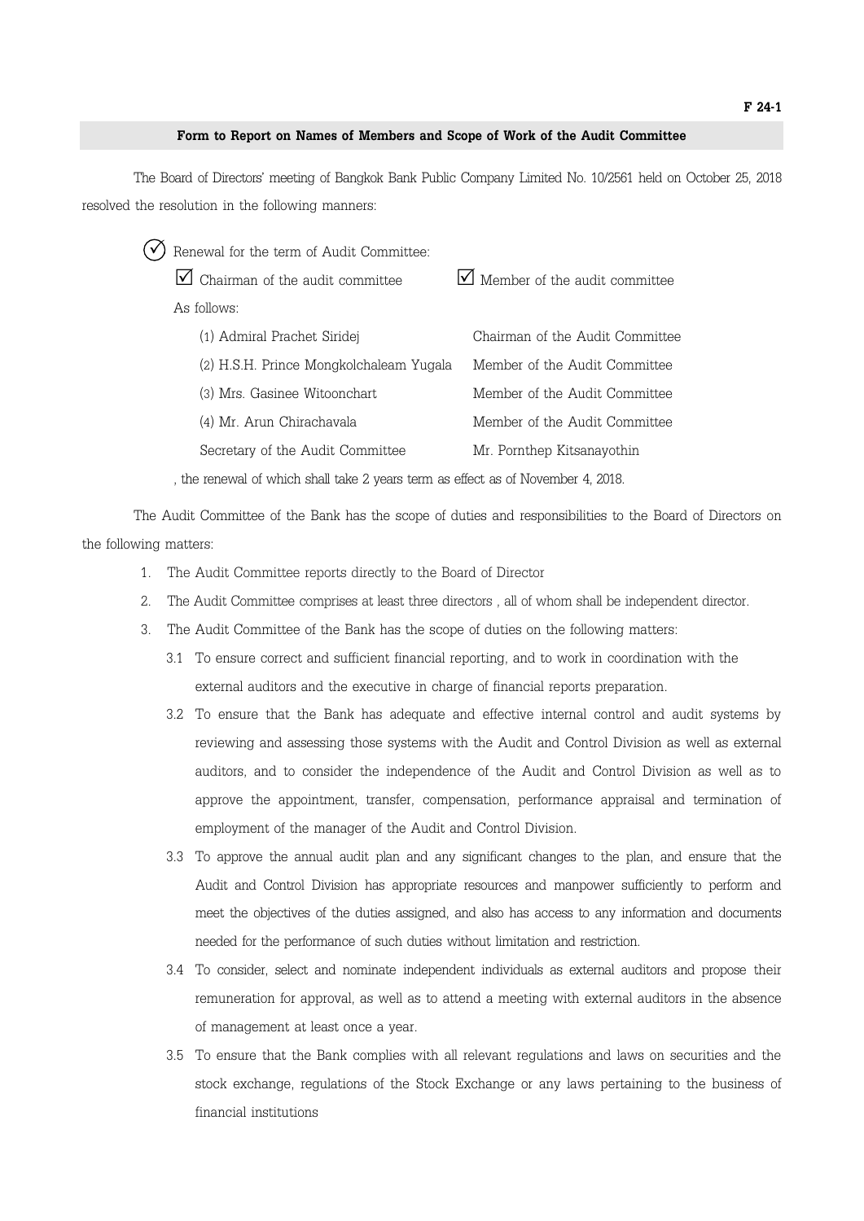F 24-1

## Form to Report on Names of Members and Scope of Work of the Audit Committee

The Board of Directors' meeting of Bangkok Bank Public Company Limited No. 10/2561 held on October 25, 2018 resolved the resolution in the following manners:

(✓) Renewal for the term of Audit Committee:

☑ Chairman of the audit committee ☑ Member of the audit committee

As follows:

| | |
|---|---|
| (1) Admiral Prachet Siridej | Chairman of the Audit Committee |
| (2) H.S.H. Prince Mongkolchaleam Yugala | Member of the Audit Committee |
| (3) Mrs. Gasinee Witoonchart | Member of the Audit Committee |
| (4) Mr. Arun Chirachavala | Member of the Audit Committee |
| Secretary of the Audit Committee | Mr. Pornthep Kitsanayothin |

, the renewal of which shall take 2 years term as effect as of November 4, 2018.

The Audit Committee of the Bank has the scope of duties and responsibilities to the Board of Directors on the following matters:

1. The Audit Committee reports directly to the Board of Director
2. The Audit Committee comprises at least three directors , all of whom shall be independent director.
3. The Audit Committee of the Bank has the scope of duties on the following matters:
   - 3.1 To ensure correct and sufficient financial reporting, and to work in coordination with the external auditors and the executive in charge of financial reports preparation.
   - 3.2 To ensure that the Bank has adequate and effective internal control and audit systems by reviewing and assessing those systems with the Audit and Control Division as well as external auditors, and to consider the independence of the Audit and Control Division as well as to approve the appointment, transfer, compensation, performance appraisal and termination of employment of the manager of the Audit and Control Division.
   - 3.3 To approve the annual audit plan and any significant changes to the plan, and ensure that the Audit and Control Division has appropriate resources and manpower sufficiently to perform and meet the objectives of the duties assigned, and also has access to any information and documents needed for the performance of such duties without limitation and restriction.
   - 3.4 To consider, select and nominate independent individuals as external auditors and propose their remuneration for approval, as well as to attend a meeting with external auditors in the absence of management at least once a year.
   - 3.5 To ensure that the Bank complies with all relevant regulations and laws on securities and the stock exchange, regulations of the Stock Exchange or any laws pertaining to the business of financial institutions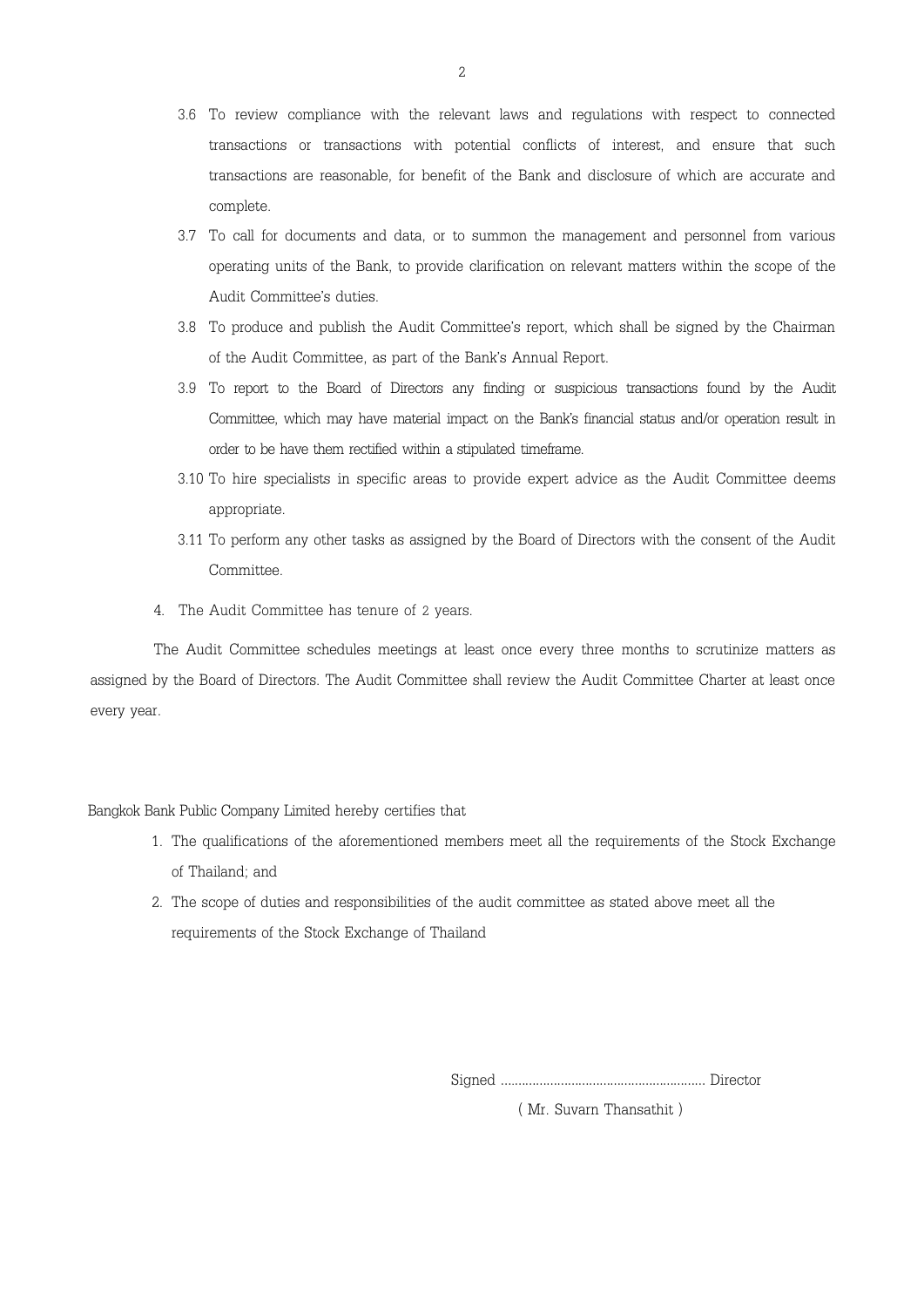3.6 To review compliance with the relevant laws and regulations with respect to connected transactions or transactions with potential conflicts of interest, and ensure that such transactions are reasonable, for benefit of the Bank and disclosure of which are accurate and complete.

3.7 To call for documents and data, or to summon the management and personnel from various operating units of the Bank, to provide clarification on relevant matters within the scope of the Audit Committee's duties.

3.8 To produce and publish the Audit Committee's report, which shall be signed by the Chairman of the Audit Committee, as part of the Bank's Annual Report.

3.9 To report to the Board of Directors any finding or suspicious transactions found by the Audit Committee, which may have material impact on the Bank's financial status and/or operation result in order to be have them rectified within a stipulated timeframe.

3.10 To hire specialists in specific areas to provide expert advice as the Audit Committee deems appropriate.

3.11 To perform any other tasks as assigned by the Board of Directors with the consent of the Audit Committee.

4. The Audit Committee has tenure of 2 years.

The Audit Committee schedules meetings at least once every three months to scrutinize matters as assigned by the Board of Directors. The Audit Committee shall review the Audit Committee Charter at least once every year.

Bangkok Bank Public Company Limited hereby certifies that

1. The qualifications of the aforementioned members meet all the requirements of the Stock Exchange of Thailand; and
2. The scope of duties and responsibilities of the audit committee as stated above meet all the requirements of the Stock Exchange of Thailand

Signed ......................................................... Director

( Mr. Suvarn Thansathit )